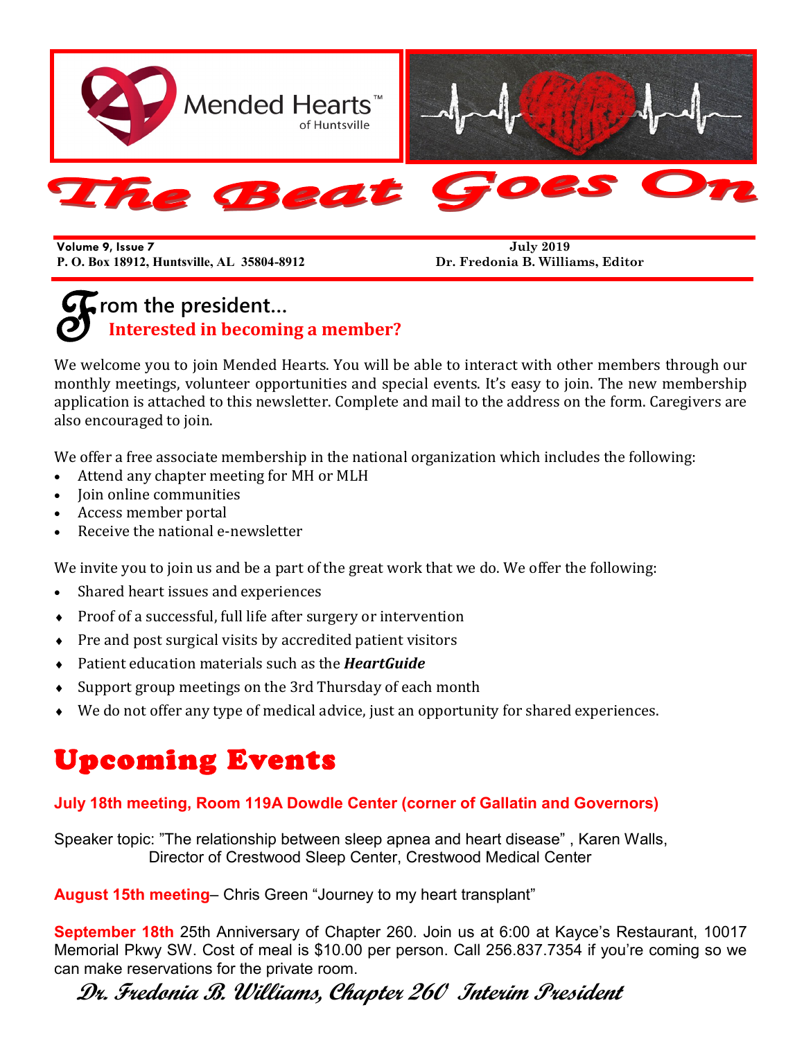Mended Hearts™ of Huntsville

# The Beat Goes On

**Volume 9, Issue 7** — **July 2019**

**P. O. Box 18912, Huntsville, AL 35804-8912** — **Dr. Fredonia B. Williams, Editor**

## From the president...

### Interested in becoming a member?

We welcome you to join Mended Hearts. You will be able to interact with other members through our monthly meetings, volunteer opportunities and special events. It's easy to join. The new membership application is attached to this newsletter. Complete and mail to the address on the form. Caregivers are also encouraged to join.

We offer a free associate membership in the national organization which includes the following:

- Attend any chapter meeting for MH or MLH
- Join online communities
- Access member portal
- Receive the national e-newsletter

We invite you to join us and be a part of the great work that we do. We offer the following:

- Shared heart issues and experiences
- Proof of a successful, full life after surgery or intervention
- Pre and post surgical visits by accredited patient visitors
- Patient education materials such as the ***HeartGuide***
- Support group meetings on the 3rd Thursday of each month
- We do not offer any type of medical advice, just an opportunity for shared experiences.

## Upcoming Events

**July 18th meeting, Room 119A Dowdle Center (corner of Gallatin and Governors)**

Speaker topic: "The relationship between sleep apnea and heart disease" , Karen Walls, Director of Crestwood Sleep Center, Crestwood Medical Center

**August 15th meeting**– Chris Green "Journey to my heart transplant"

**September 18th** 25th Anniversary of Chapter 260. Join us at 6:00 at Kayce's Restaurant, 10017 Memorial Pkwy SW. Cost of meal is $10.00 per person. Call 256.837.7354 if you're coming so we can make reservations for the private room.

*Dr. Fredonia B. Williams, Chapter 260 Interim President*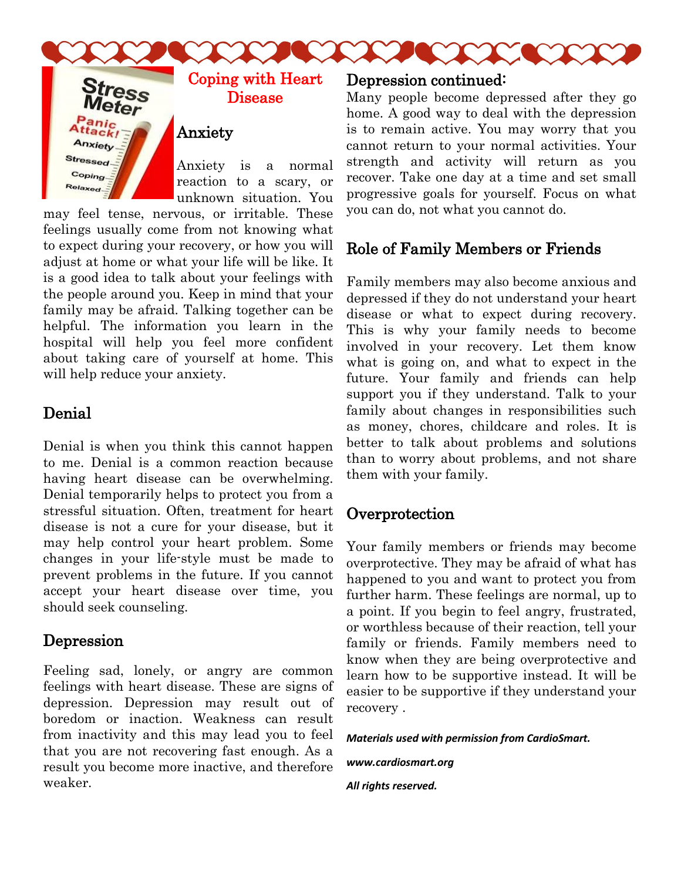# Coping with Heart Disease

## Anxiety

Anxiety is a normal reaction to a scary, or unknown situation. You may feel tense, nervous, or irritable. These feelings usually come from not knowing what to expect during your recovery, or how you will adjust at home or what your life will be like. It is a good idea to talk about your feelings with the people around you. Keep in mind that your family may be afraid. Talking together can be helpful. The information you learn in the hospital will help you feel more confident about taking care of yourself at home. This will help reduce your anxiety.

## Denial

Denial is when you think this cannot happen to me. Denial is a common reaction because having heart disease can be overwhelming. Denial temporarily helps to protect you from a stressful situation. Often, treatment for heart disease is not a cure for your disease, but it may help control your heart problem. Some changes in your life-style must be made to prevent problems in the future. If you cannot accept your heart disease over time, you should seek counseling.

## Depression

Feeling sad, lonely, or angry are common feelings with heart disease. These are signs of depression. Depression may result out of boredom or inaction. Weakness can result from inactivity and this may lead you to feel that you are not recovering fast enough. As a result you become more inactive, and therefore weaker.

## Depression continued:

Many people become depressed after they go home. A good way to deal with the depression is to remain active. You may worry that you cannot return to your normal activities. Your strength and activity will return as you recover. Take one day at a time and set small progressive goals for yourself. Focus on what you can do, not what you cannot do.

## Role of Family Members or Friends

Family members may also become anxious and depressed if they do not understand your heart disease or what to expect during recovery. This is why your family needs to become involved in your recovery. Let them know what is going on, and what to expect in the future. Your family and friends can help support you if they understand. Talk to your family about changes in responsibilities such as money, chores, childcare and roles. It is better to talk about problems and solutions than to worry about problems, and not share them with your family.

## Overprotection

Your family members or friends may become overprotective. They may be afraid of what has happened to you and want to protect you from further harm. These feelings are normal, up to a point. If you begin to feel angry, frustrated, or worthless because of their reaction, tell your family or friends. Family members need to know when they are being overprotective and learn how to be supportive instead. It will be easier to be supportive if they understand your recovery .

***Materials used with permission from CardioSmart.***

***www.cardiosmart.org***

***All rights reserved.***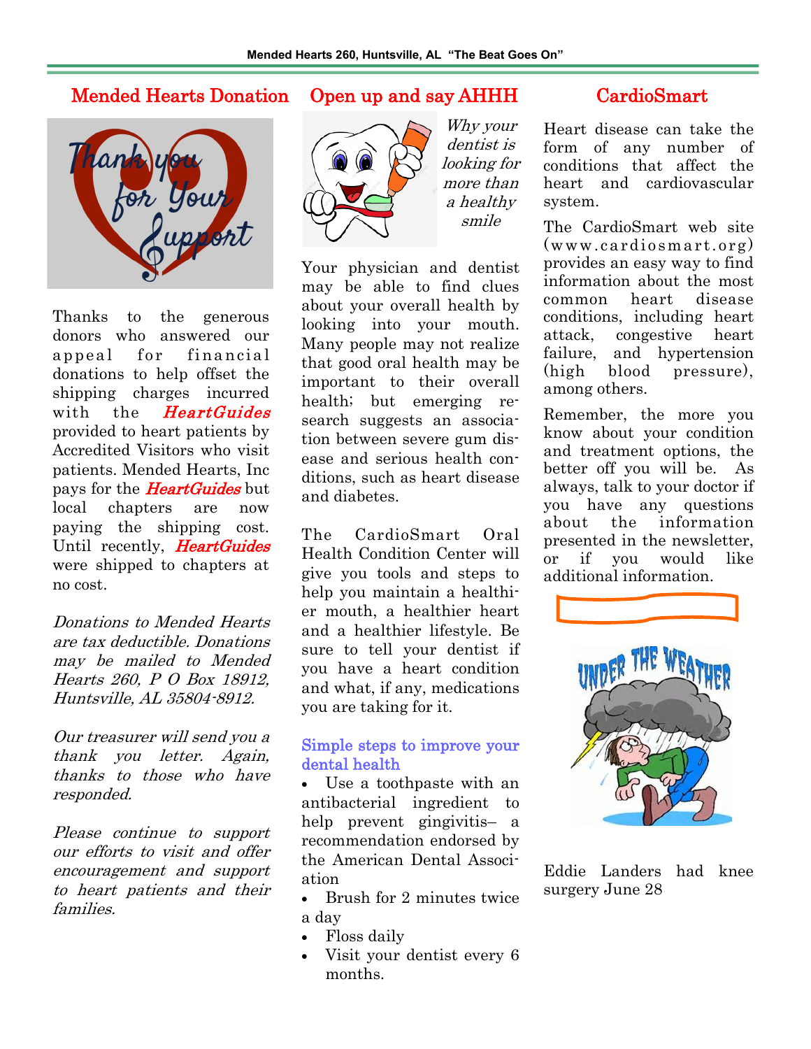## Mended Hearts Donation

Thanks to the generous donors who answered our appeal for financial donations to help offset the shipping charges incurred with the ***HeartGuides*** provided to heart patients by Accredited Visitors who visit patients. Mended Hearts, Inc pays for the ***HeartGuides*** but local chapters are now paying the shipping cost. Until recently, ***HeartGuides*** were shipped to chapters at no cost.

*Donations to Mended Hearts are tax deductible. Donations may be mailed to Mended Hearts 260, P O Box 18912, Huntsville, AL 35804-8912.*

*Our treasurer will send you a thank you letter. Again, thanks to those who have responded.*

*Please continue to support our efforts to visit and offer encouragement and support to heart patients and their families.*

## Open up and say AHHH

*Why your dentist is looking for more than a healthy smile*

Your physician and dentist may be able to find clues about your overall health by looking into your mouth. Many people may not realize that good oral health may be important to their overall health; but emerging research suggests an association between severe gum disease and serious health conditions, such as heart disease and diabetes.

The CardioSmart Oral Health Condition Center will give you tools and steps to help you maintain a healthier mouth, a healthier heart and a healthier lifestyle. Be sure to tell your dentist if you have a heart condition and what, if any, medications you are taking for it.

### Simple steps to improve your dental health

- Use a toothpaste with an antibacterial ingredient to help prevent gingivitis– a recommendation endorsed by the American Dental Association
- Brush for 2 minutes twice a day
- Floss daily
- Visit your dentist every 6 months.

## CardioSmart

Heart disease can take the form of any number of conditions that affect the heart and cardiovascular system.

The CardioSmart web site (www.cardiosmart.org) provides an easy way to find information about the most common heart disease conditions, including heart attack, congestive heart failure, and hypertension (high blood pressure), among others.

Remember, the more you know about your condition and treatment options, the better off you will be. As always, talk to your doctor if you have any questions about the information presented in the newsletter, or if you would like additional information.

UNDER THE WEATHER

Eddie Landers had knee surgery June 28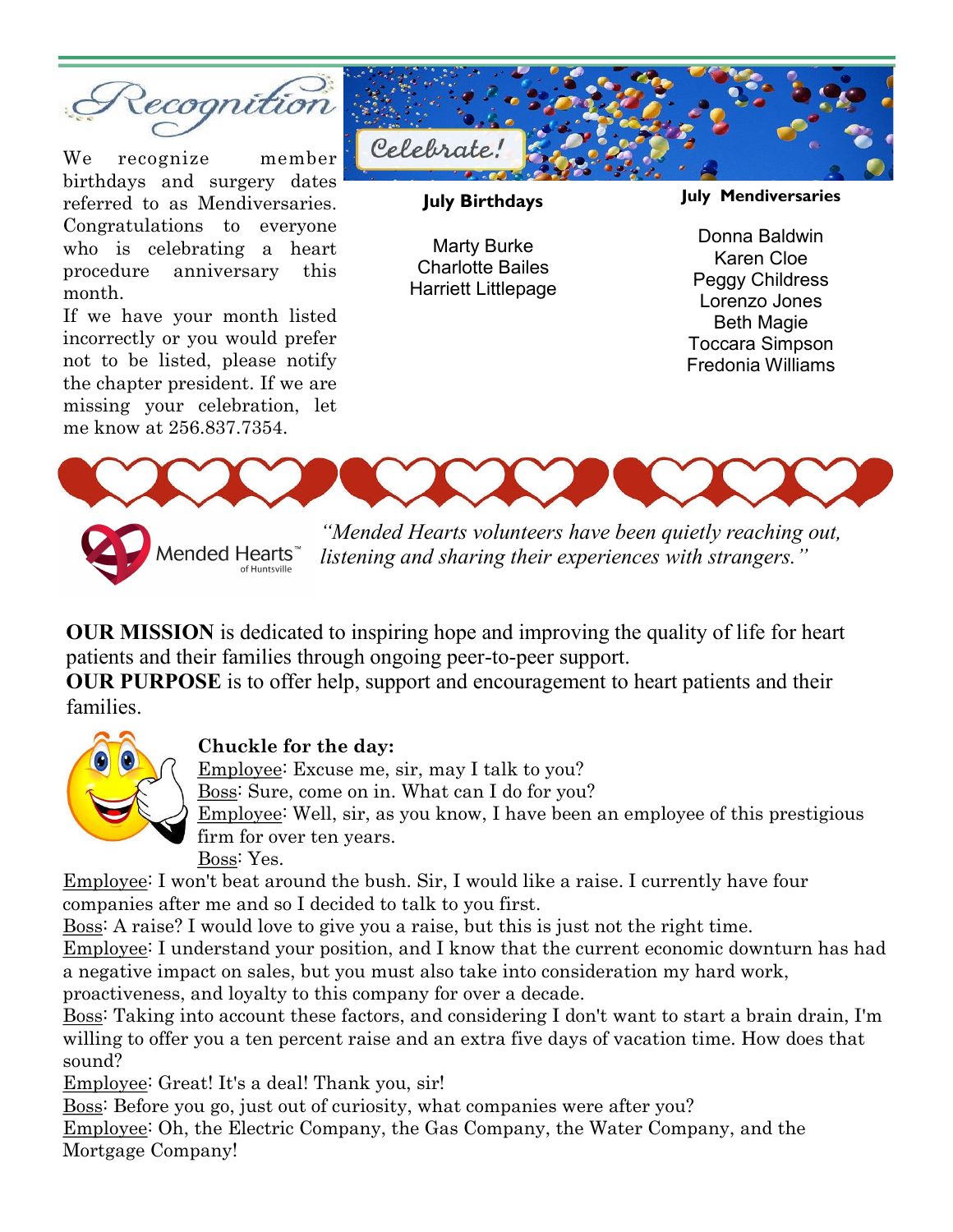# Recognition

We recognize member birthdays and surgery dates referred to as Mendiversaries. Congratulations to everyone who is celebrating a heart procedure anniversary this month.

If we have your month listed incorrectly or you would prefer not to be listed, please notify the chapter president. If we are missing your celebration, let me know at 256.837.7354.

Celebrate!

**July Birthdays**

Marty Burke
Charlotte Bailes
Harriett Littlepage

**July Mendiversaries**

Donna Baldwin
Karen Cloe
Peggy Childress
Lorenzo Jones
Beth Magie
Toccara Simpson
Fredonia Williams

Mended Hearts™ of Huntsville

*"Mended Hearts volunteers have been quietly reaching out, listening and sharing their experiences with strangers."*

**OUR MISSION** is dedicated to inspiring hope and improving the quality of life for heart patients and their families through ongoing peer-to-peer support.

**OUR PURPOSE** is to offer help, support and encouragement to heart patients and their families.

**Chuckle for the day:**

Employee: Excuse me, sir, may I talk to you?
Boss: Sure, come on in. What can I do for you?
Employee: Well, sir, as you know, I have been an employee of this prestigious firm for over ten years.
Boss: Yes.
Employee: I won't beat around the bush. Sir, I would like a raise. I currently have four companies after me and so I decided to talk to you first.
Boss: A raise? I would love to give you a raise, but this is just not the right time.
Employee: I understand your position, and I know that the current economic downturn has had a negative impact on sales, but you must also take into consideration my hard work, proactiveness, and loyalty to this company for over a decade.
Boss: Taking into account these factors, and considering I don't want to start a brain drain, I'm willing to offer you a ten percent raise and an extra five days of vacation time. How does that sound?
Employee: Great! It's a deal! Thank you, sir!
Boss: Before you go, just out of curiosity, what companies were after you?
Employee: Oh, the Electric Company, the Gas Company, the Water Company, and the Mortgage Company!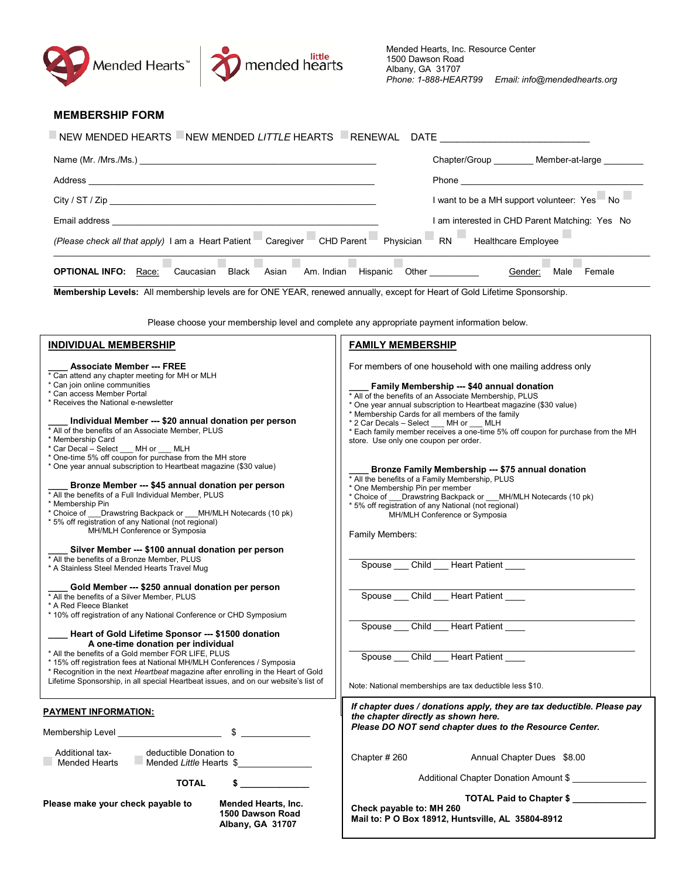Mended Hearts™ | little mended hearts

Mended Hearts, Inc. Resource Center
1500 Dawson Road
Albany, GA 31707
*Phone: 1-888-HEART99 Email: info@mendedhearts.org*

## MEMBERSHIP FORM

NEW MENDED HEARTS NEW MENDED *LITTLE* HEARTS RENEWAL DATE ___________________________

Name (Mr. /Mrs./Ms.) ______________________________________________ Chapter/Group ________ Member-at-large ________

Address ______________________________________________ Phone ________________________________

City / ST / Zip ______________________________________________ I want to be a MH support volunteer: Yes No

Email address ______________________________________________ I am interested in CHD Parent Matching: Yes No

*(Please check all that apply)* I am a Heart Patient Caregiver CHD Parent Physician RN Healthcare Employee

**OPTIONAL INFO:** Race: Caucasian Black Asian Am. Indian Hispanic Other __________ Gender: Male Female

**Membership Levels:** All membership levels are for ONE YEAR, renewed annually, except for Heart of Gold Lifetime Sponsorship.

Please choose your membership level and complete any appropriate payment information below.

### INDIVIDUAL MEMBERSHIP

____ **Associate Member --- FREE**
* Can attend any chapter meeting for MH or MLH
* Can join online communities
* Can access Member Portal
* Receives the National e-newsletter

____ **Individual Member --- $20 annual donation per person**
* All of the benefits of an Associate Member, PLUS
* Membership Card
* Car Decal – Select ___ MH or ___ MLH
* One-time 5% off coupon for purchase from the MH store
* One year annual subscription to Heartbeat magazine ($30 value)

____ **Bronze Member --- $45 annual donation per person**
* All the benefits of a Full Individual Member, PLUS
* Membership Pin
* Choice of ___Drawstring Backpack or ___MH/MLH Notecards (10 pk)
* 5% off registration of any National (not regional) MH/MLH Conference or Symposia

____ **Silver Member --- $100 annual donation per person**
* All the benefits of a Bronze Member, PLUS
* A Stainless Steel Mended Hearts Travel Mug

____ **Gold Member --- $250 annual donation per person**
* All the benefits of a Silver Member, PLUS
* A Red Fleece Blanket
* 10% off registration of any National Conference or CHD Symposium

____ **Heart of Gold Lifetime Sponsor --- $1500 donation**
**A one-time donation per individual**
* All the benefits of a Gold member FOR LIFE, PLUS
* 15% off registration fees at National MH/MLH Conferences / Symposia
* Recognition in the next *Heartbeat* magazine after enrolling in the Heart of Gold Lifetime Sponsorship, in all special Heartbeat issues, and on our website's list of

### FAMILY MEMBERSHIP

For members of one household with one mailing address only

____ **Family Membership --- $40 annual donation**
* All of the benefits of an Associate Membership, PLUS
* One year annual subscription to Heartbeat magazine ($30 value)
* Membership Cards for all members of the family
* 2 Car Decals – Select ___ MH or ___ MLH
* Each family member receives a one-time 5% off coupon for purchase from the MH store. Use only one coupon per order.

____ **Bronze Family Membership --- $75 annual donation**
* All the benefits of a Family Membership, PLUS
* One Membership Pin per member
* Choice of ___Drawstring Backpack or ___MH/MLH Notecards (10 pk)
* 5% off registration of any National (not regional) MH/MLH Conference or Symposia

Family Members:

______________________________________________
Spouse ___ Child ___ Heart Patient ____

______________________________________________
Spouse ___ Child ___ Heart Patient ____

______________________________________________
Spouse ___ Child ___ Heart Patient ____

______________________________________________
Spouse ___ Child ___ Heart Patient ____

Note: National memberships are tax deductible less $10.

### PAYMENT INFORMATION:

Membership Level ______________________ $ ______________

Additional tax-deductible Donation to Mended Hearts / Mended *Little* Hearts $______________

**TOTAL $ ______________**

**Please make your check payable to** **Mended Hearts, Inc.
1500 Dawson Road
Albany, GA 31707**

***If chapter dues / donations apply, they are tax deductible. Please pay the chapter directly as shown here.
Please DO NOT send chapter dues to the Resource Center.***

Chapter # 260 Annual Chapter Dues $8.00

Additional Chapter Donation Amount $ ________________

**TOTAL Paid to Chapter $ _______________**

**Check payable to: MH 260
Mail to: P O Box 18912, Huntsville, AL 35804-8912**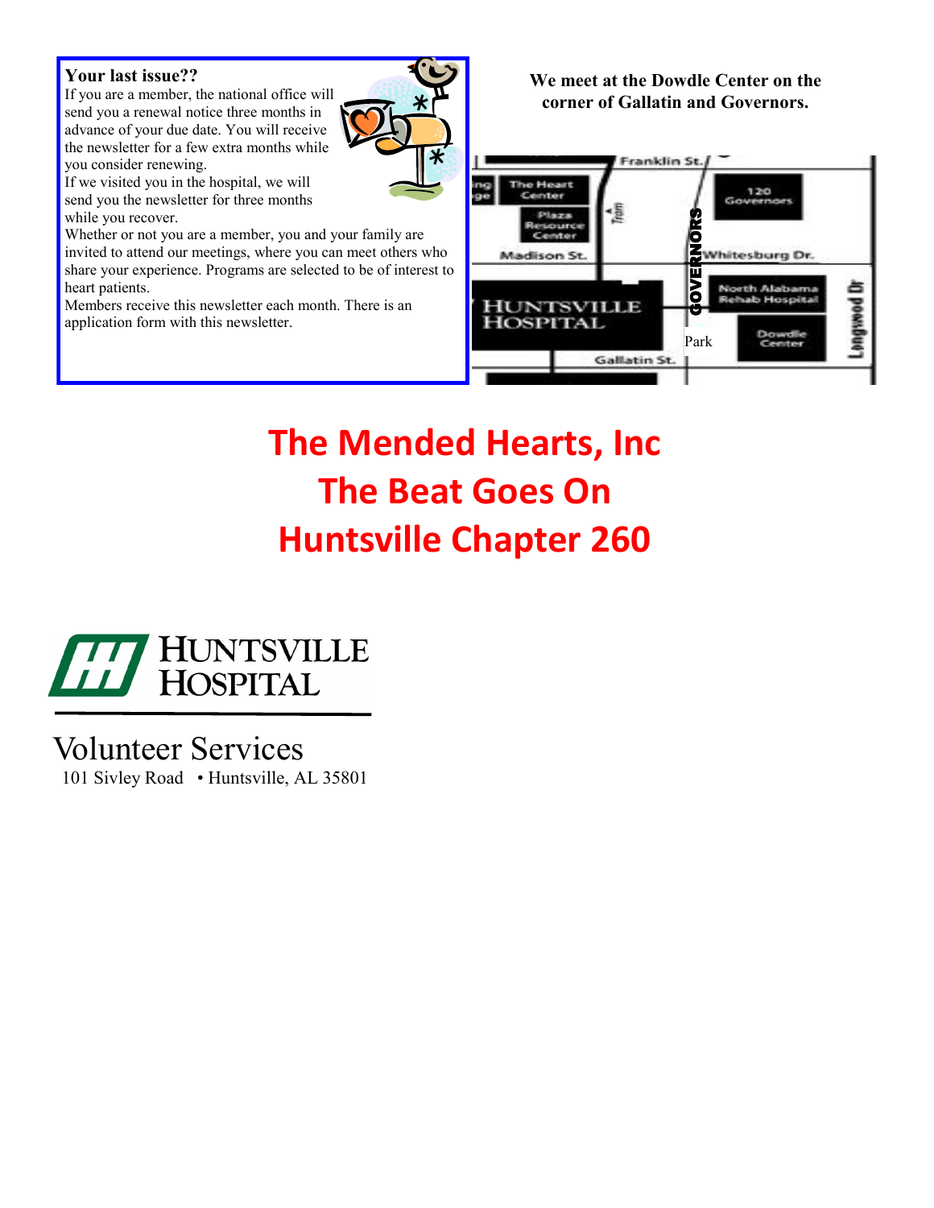**Your last issue??**

If you are a member, the national office will send you a renewal notice three months in advance of your due date. You will receive the newsletter for a few extra months while you consider renewing.

If we visited you in the hospital, we will send you the newsletter for three months while you recover.

Whether or not you are a member, you and your family are invited to attend our meetings, where you can meet others who share your experience. Programs are selected to be of interest to heart patients.

Members receive this newsletter each month. There is an application form with this newsletter.

**We meet at the Dowdle Center on the corner of Gallatin and Governors.**

Franklin St.
The Heart Center
Plaza Resource Center
Tram
120 Governors
Madison St.
GOVERNORS
Whitesburg Dr.
HUNTSVILLE HOSPITAL
North Alabama Rehab Hospital
Longwood Dr
Park
Dowdle Center
Gallatin St.

# The Mended Hearts, Inc
# The Beat Goes On
# Huntsville Chapter 260

HUNTSVILLE HOSPITAL

Volunteer Services

101 Sivley Road • Huntsville, AL 35801